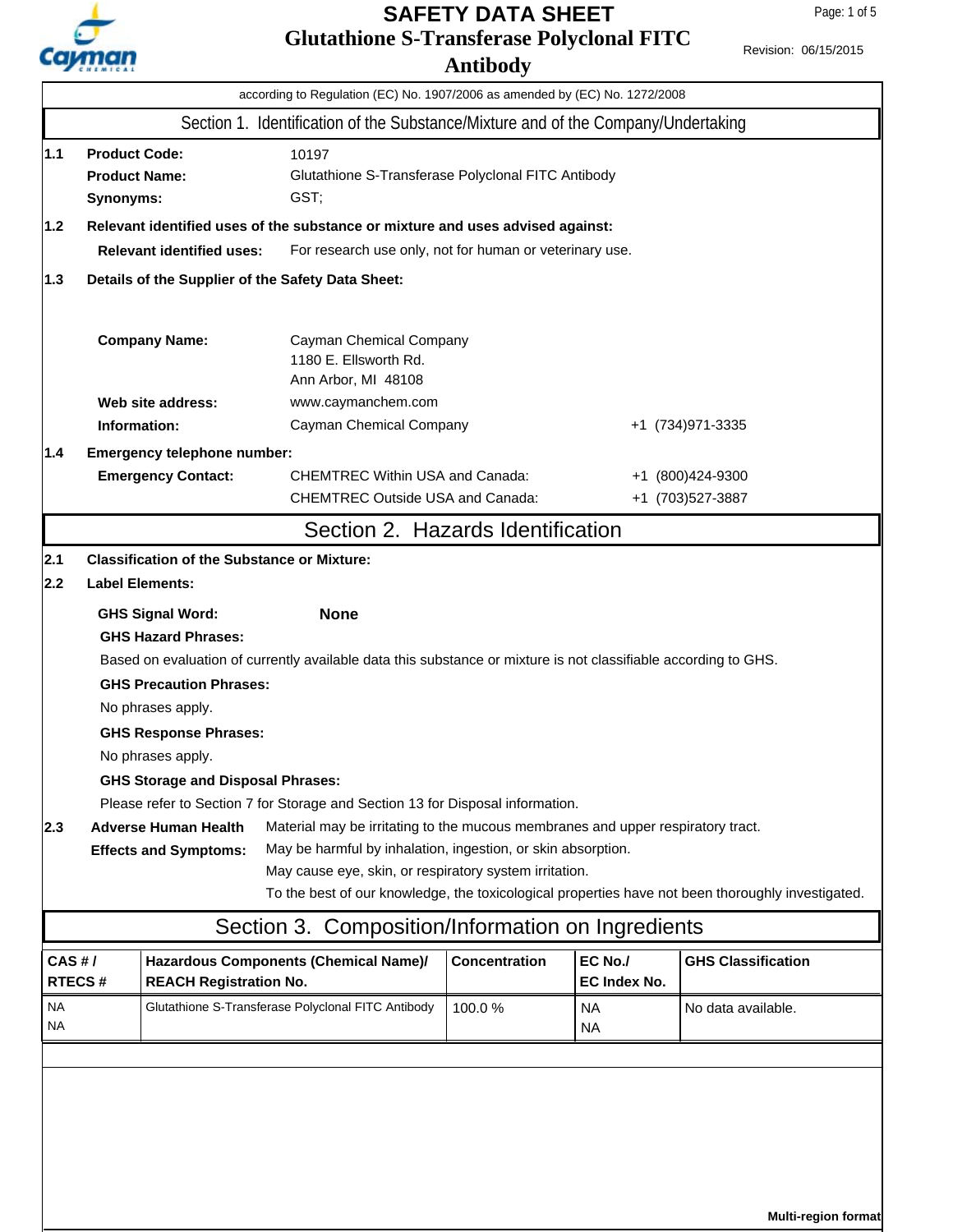# SAFETY DATA SHEET

## Glutathione S-Transferase Polyclonal FITC Antibody

Revision: 06/15/2015

according to Regulation (EC) No. 1907/2006 as amended by (EC) No. 1272/2008

## Section 1. Identification of the Substance/Mixture and of the Company/Undertaking

**1.1**

**Product Code:** 10197

**Product Name:** Glutathione S-Transferase Polyclonal FITC Antibody

**Synonyms:** GST;

**1.2 Relevant identified uses of the substance or mixture and uses advised against:**

**Relevant identified uses:** For research use only, not for human or veterinary use.

**1.3 Details of the Supplier of the Safety Data Sheet:**

**Company Name:** Cayman Chemical Company
1180 E. Ellsworth Rd.
Ann Arbor, MI 48108

**Web site address:** www.caymanchem.com

**Information:** Cayman Chemical Company +1 (734)971-3335

**1.4 Emergency telephone number:**

**Emergency Contact:**
CHEMTREC Within USA and Canada: +1 (800)424-9300
CHEMTREC Outside USA and Canada: +1 (703)527-3887

## Section 2. Hazards Identification

**2.1 Classification of the Substance or Mixture:**

**2.2 Label Elements:**

**GHS Signal Word:** **None**

**GHS Hazard Phrases:**

Based on evaluation of currently available data this substance or mixture is not classifiable according to GHS.

**GHS Precaution Phrases:**

No phrases apply.

**GHS Response Phrases:**

No phrases apply.

**GHS Storage and Disposal Phrases:**

Please refer to Section 7 for Storage and Section 13 for Disposal information.

**2.3 Adverse Human Health Effects and Symptoms:**

Material may be irritating to the mucous membranes and upper respiratory tract.
May be harmful by inhalation, ingestion, or skin absorption.
May cause eye, skin, or respiratory system irritation.
To the best of our knowledge, the toxicological properties have not been thoroughly investigated.

## Section 3. Composition/Information on Ingredients

| CAS # / RTECS # | Hazardous Components (Chemical Name)/ REACH Registration No. | Concentration | EC No./ EC Index No. | GHS Classification |
|---|---|---|---|---|
| NA<br>NA | Glutathione S-Transferase Polyclonal FITC Antibody | 100.0 % | NA<br>NA | No data available. |

**Multi-region format**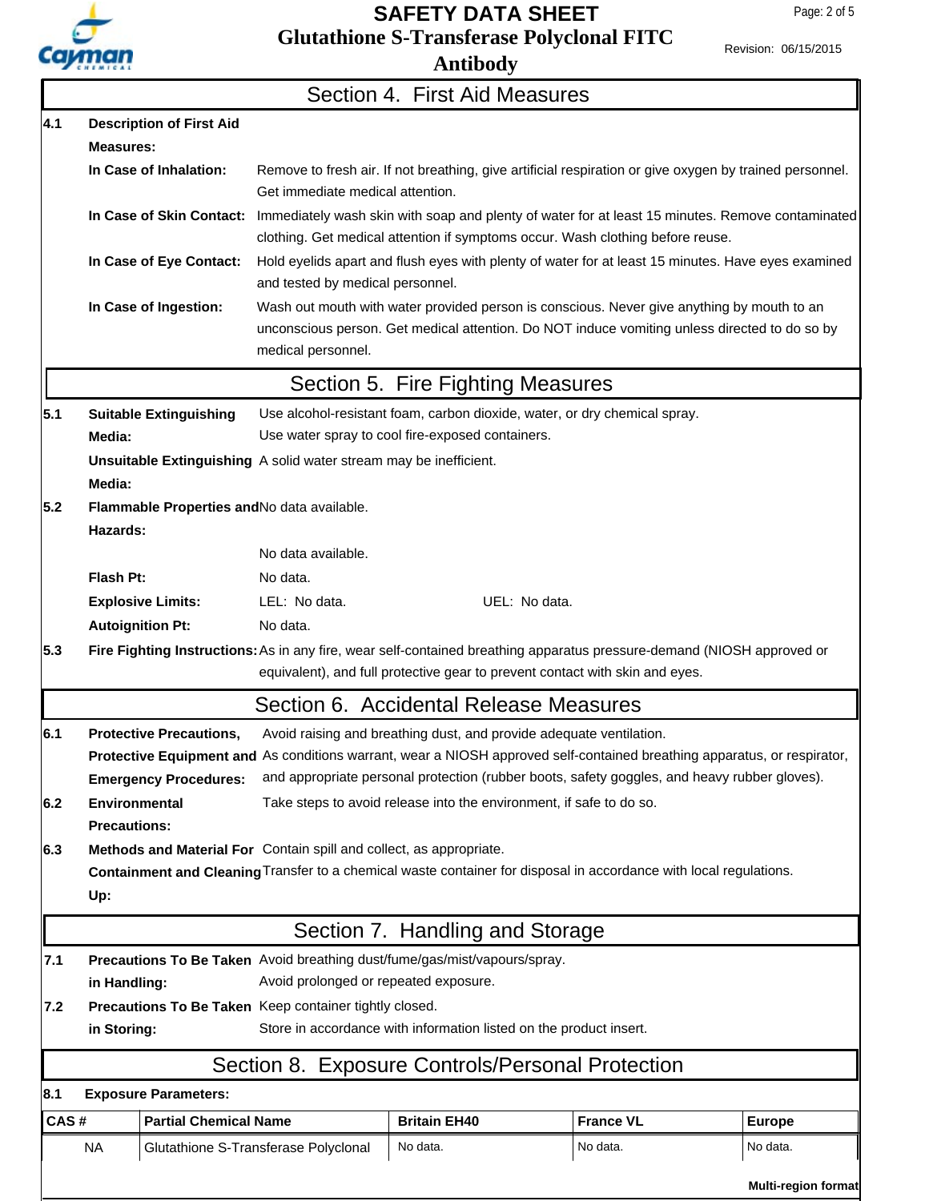## Section 4. First Aid Measures

**4.1 Description of First Aid Measures:**

**In Case of Inhalation:** Remove to fresh air. If not breathing, give artificial respiration or give oxygen by trained personnel. Get immediate medical attention.

**In Case of Skin Contact:** Immediately wash skin with soap and plenty of water for at least 15 minutes. Remove contaminated clothing. Get medical attention if symptoms occur. Wash clothing before reuse.

**In Case of Eye Contact:** Hold eyelids apart and flush eyes with plenty of water for at least 15 minutes. Have eyes examined and tested by medical personnel.

**In Case of Ingestion:** Wash out mouth with water provided person is conscious. Never give anything by mouth to an unconscious person. Get medical attention. Do NOT induce vomiting unless directed to do so by medical personnel.

## Section 5. Fire Fighting Measures

**5.1 Suitable Extinguishing Media:** Use alcohol-resistant foam, carbon dioxide, water, or dry chemical spray. Use water spray to cool fire-exposed containers.

**Unsuitable Extinguishing Media:** A solid water stream may be inefficient.

**5.2 Flammable Properties and Hazards:** No data available.

No data available.

**Flash Pt:** No data.

**Explosive Limits:** LEL: No data. UEL: No data.

**Autoignition Pt:** No data.

**5.3 Fire Fighting Instructions:** As in any fire, wear self-contained breathing apparatus pressure-demand (NIOSH approved or equivalent), and full protective gear to prevent contact with skin and eyes.

## Section 6. Accidental Release Measures

**6.1 Protective Precautions, Protective Equipment and Emergency Procedures:** Avoid raising and breathing dust, and provide adequate ventilation. As conditions warrant, wear a NIOSH approved self-contained breathing apparatus, or respirator, and appropriate personal protection (rubber boots, safety goggles, and heavy rubber gloves).

**6.2 Environmental Precautions:** Take steps to avoid release into the environment, if safe to do so.

**6.3 Methods and Material For Containment and Cleaning Up:** Contain spill and collect, as appropriate. Transfer to a chemical waste container for disposal in accordance with local regulations.

## Section 7. Handling and Storage

**7.1 Precautions To Be Taken in Handling:** Avoid breathing dust/fume/gas/mist/vapours/spray. Avoid prolonged or repeated exposure.

**7.2 Precautions To Be Taken in Storing:** Keep container tightly closed. Store in accordance with information listed on the product insert.

## Section 8. Exposure Controls/Personal Protection

**8.1 Exposure Parameters:**

| CAS # | Partial Chemical Name | Britain EH40 | France VL | Europe |
|---|---|---|---|---|
| NA | Glutathione S-Transferase Polyclonal | No data. | No data. | No data. |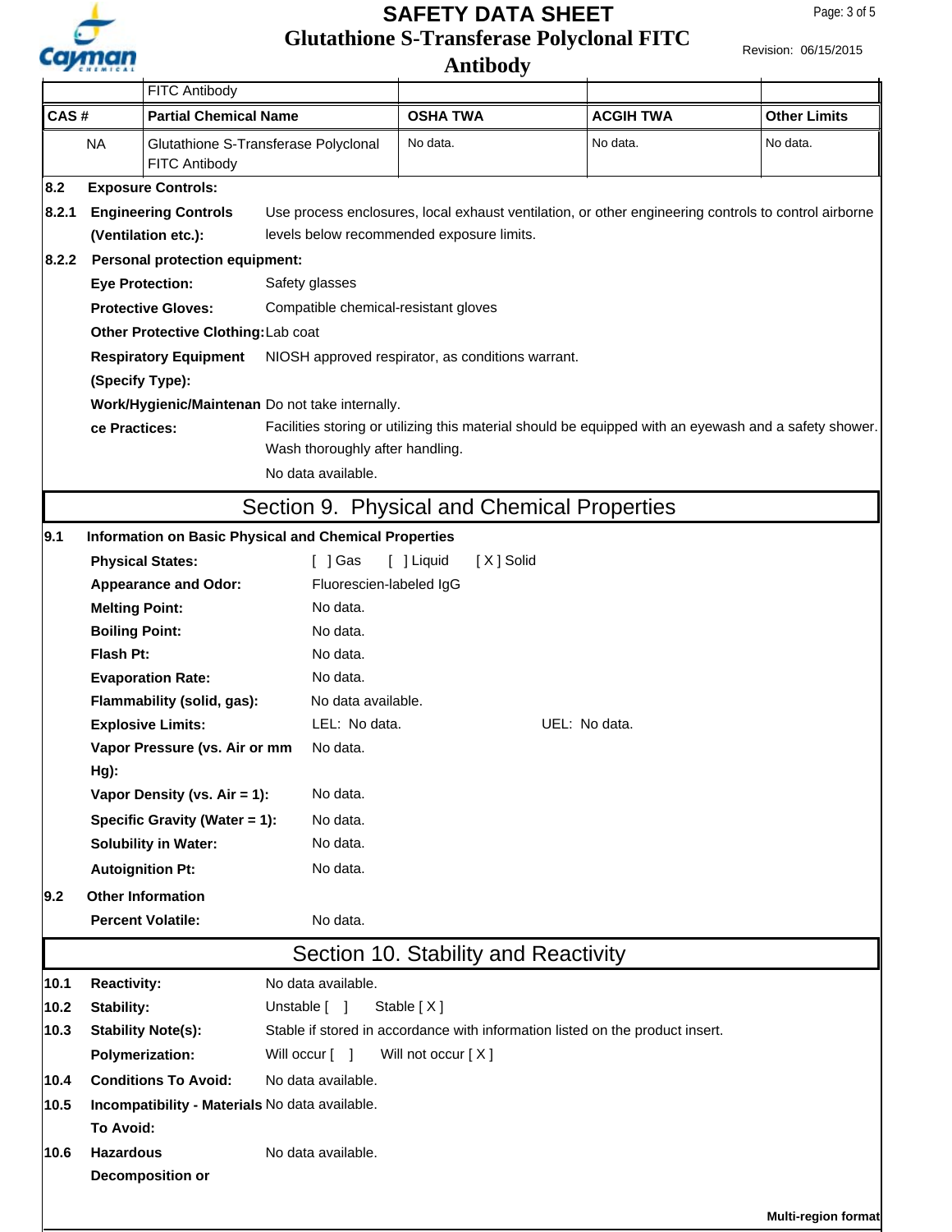| | FITC Antibody | | | |
|---|---|---|---|---|
| **CAS #** | **Partial Chemical Name** | **OSHA TWA** | **ACGIH TWA** | **Other Limits** |
| NA | Glutathione S-Transferase Polyclonal FITC Antibody | No data. | No data. | No data. |

**8.2 Exposure Controls:**

**8.2.1 Engineering Controls (Ventilation etc.):** Use process enclosures, local exhaust ventilation, or other engineering controls to control airborne levels below recommended exposure limits.

**8.2.2 Personal protection equipment:**

**Eye Protection:** Safety glasses

**Protective Gloves:** Compatible chemical-resistant gloves

**Other Protective Clothing:** Lab coat

**Respiratory Equipment (Specify Type):** NIOSH approved respirator, as conditions warrant.

**Work/Hygienic/Maintenance Practices:** Do not take internally.
Facilities storing or utilizing this material should be equipped with an eyewash and a safety shower.
Wash thoroughly after handling.
No data available.

## Section 9. Physical and Chemical Properties

**9.1 Information on Basic Physical and Chemical Properties**

**Physical States:** [ ] Gas [ ] Liquid [ X ] Solid

**Appearance and Odor:** Fluorescien-labeled IgG

**Melting Point:** No data.

**Boiling Point:** No data.

**Flash Pt:** No data.

**Evaporation Rate:** No data.

**Flammability (solid, gas):** No data available.

**Explosive Limits:** LEL: No data. UEL: No data.

**Vapor Pressure (vs. Air or mm Hg):** No data.

**Vapor Density (vs. Air = 1):** No data.

**Specific Gravity (Water = 1):** No data.

**Solubility in Water:** No data.

**Autoignition Pt:** No data.

**9.2 Other Information**

**Percent Volatile:** No data.

## Section 10. Stability and Reactivity

**10.1 Reactivity:** No data available.

**10.2 Stability:** Unstable [ ] Stable [ X ]

**10.3 Stability Note(s):** Stable if stored in accordance with information listed on the product insert.

**Polymerization:** Will occur [ ] Will not occur [ X ]

**10.4 Conditions To Avoid:** No data available.

**10.5 Incompatibility - Materials To Avoid:** No data available.

**10.6 Hazardous Decomposition or** No data available.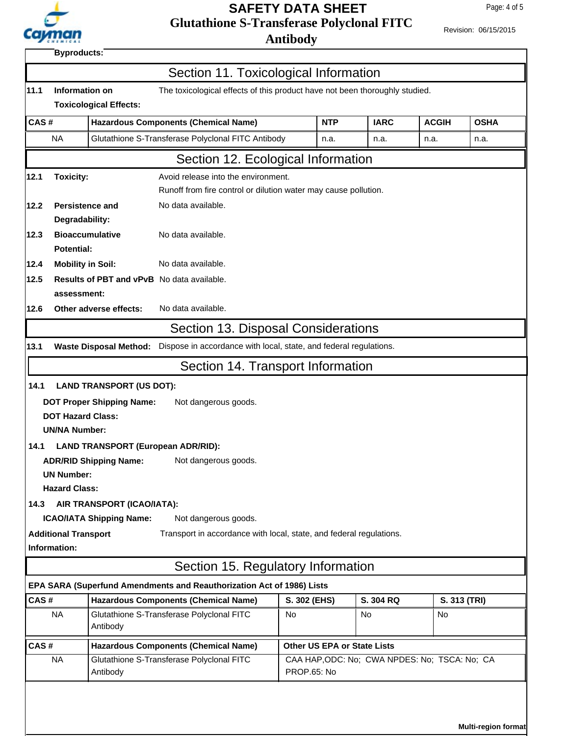**Byproducts:**

## Section 11. Toxicological Information

**11.1 Information on Toxicological Effects:** The toxicological effects of this product have not been thoroughly studied.

| CAS # | Hazardous Components (Chemical Name) | NTP | IARC | ACGIH | OSHA |
|---|---|---|---|---|---|
| NA | Glutathione S-Transferase Polyclonal FITC Antibody | n.a. | n.a. | n.a. | n.a. |

## Section 12. Ecological Information

**12.1 Toxicity:** Avoid release into the environment.
Runoff from fire control or dilution water may cause pollution.

**12.2 Persistence and Degradability:** No data available.

**12.3 Bioaccumulative Potential:** No data available.

**12.4 Mobility in Soil:** No data available.

**12.5 Results of PBT and vPvB assessment:** No data available.

**12.6 Other adverse effects:** No data available.

## Section 13. Disposal Considerations

**13.1 Waste Disposal Method:** Dispose in accordance with local, state, and federal regulations.

## Section 14. Transport Information

**14.1 LAND TRANSPORT (US DOT):**

**DOT Proper Shipping Name:** Not dangerous goods.

**DOT Hazard Class:**

**UN/NA Number:**

**14.1 LAND TRANSPORT (European ADR/RID):**

**ADR/RID Shipping Name:** Not dangerous goods.

**UN Number:**

**Hazard Class:**

**14.3 AIR TRANSPORT (ICAO/IATA):**

**ICAO/IATA Shipping Name:** Not dangerous goods.

**Additional Transport Information:** Transport in accordance with local, state, and federal regulations.

## Section 15. Regulatory Information

**EPA SARA (Superfund Amendments and Reauthorization Act of 1986) Lists**

| CAS # | Hazardous Components (Chemical Name) | S. 302 (EHS) | S. 304 RQ | S. 313 (TRI) |
|---|---|---|---|---|
| NA | Glutathione S-Transferase Polyclonal FITC Antibody | No | No | No |

| CAS # | Hazardous Components (Chemical Name) | Other US EPA or State Lists |
|---|---|---|
| NA | Glutathione S-Transferase Polyclonal FITC Antibody | CAA HAP,ODC: No; CWA NPDES: No; TSCA: No; CA PROP.65: No |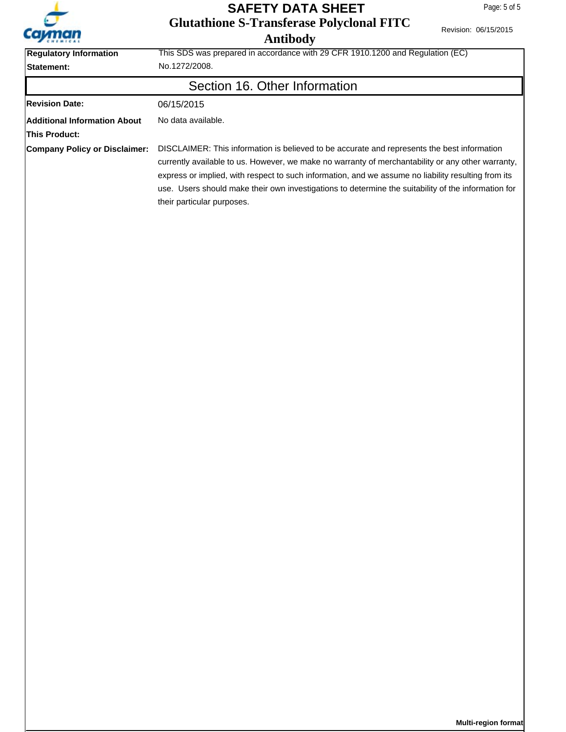| | |
|---|---|
| **Regulatory Information Statement:** | This SDS was prepared in accordance with 29 CFR 1910.1200 and Regulation (EC) No.1272/2008. |

## Section 16. Other Information

| | |
|---|---|
| **Revision Date:** | 06/15/2015 |
| **Additional Information About This Product:** | No data available. |
| **Company Policy or Disclaimer:** | DISCLAIMER: This information is believed to be accurate and represents the best information currently available to us. However, we make no warranty of merchantability or any other warranty, express or implied, with respect to such information, and we assume no liability resulting from its use. Users should make their own investigations to determine the suitability of the information for their particular purposes. |

**Multi-region format**